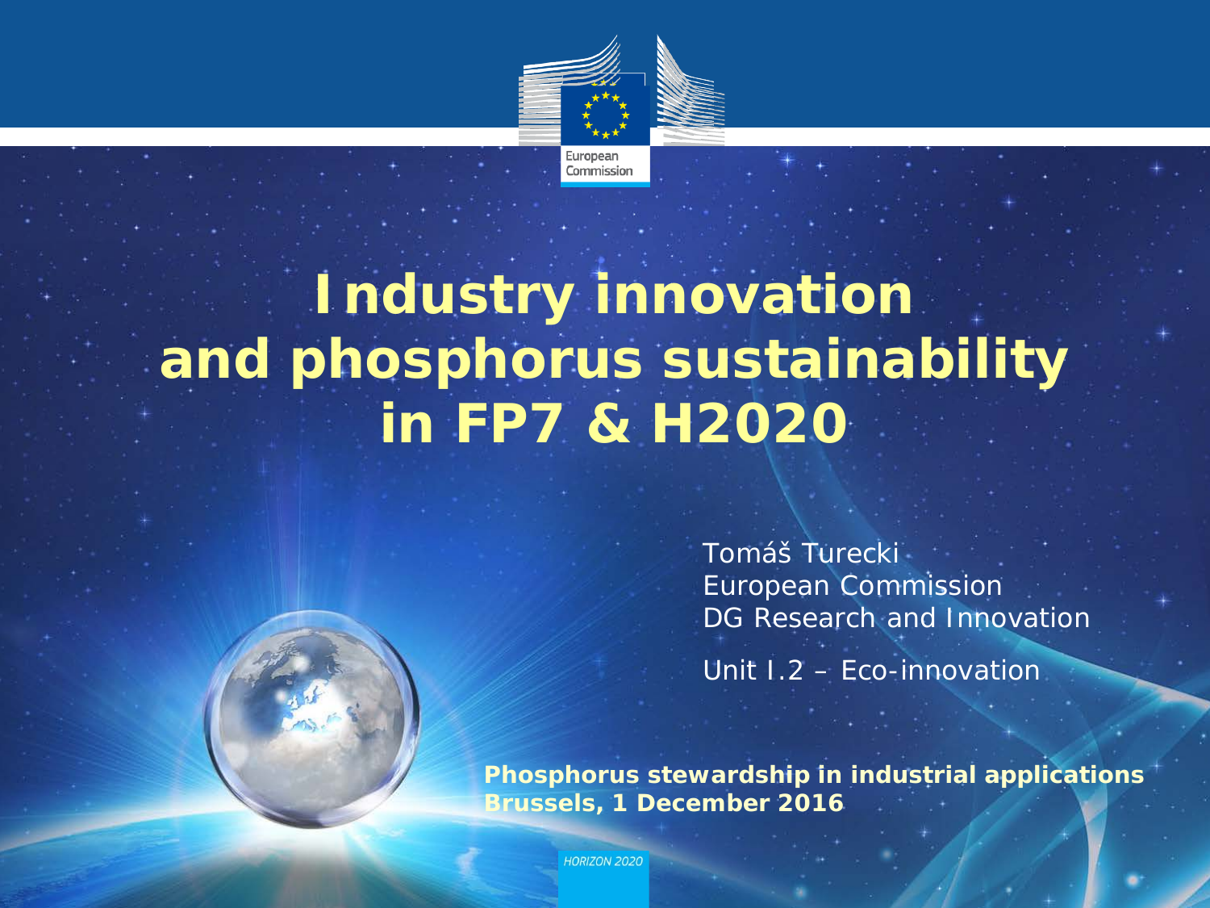European Commission

# Industry innovation and phosphorus sustainability in FP7 & H2020

Tomáš Turecki
European Commission
DG Research and Innovation

Unit I.2 – Eco-innovation

**Phosphorus stewardship in industrial applications**
**Brussels, 1 December 2016**

HORIZON 2020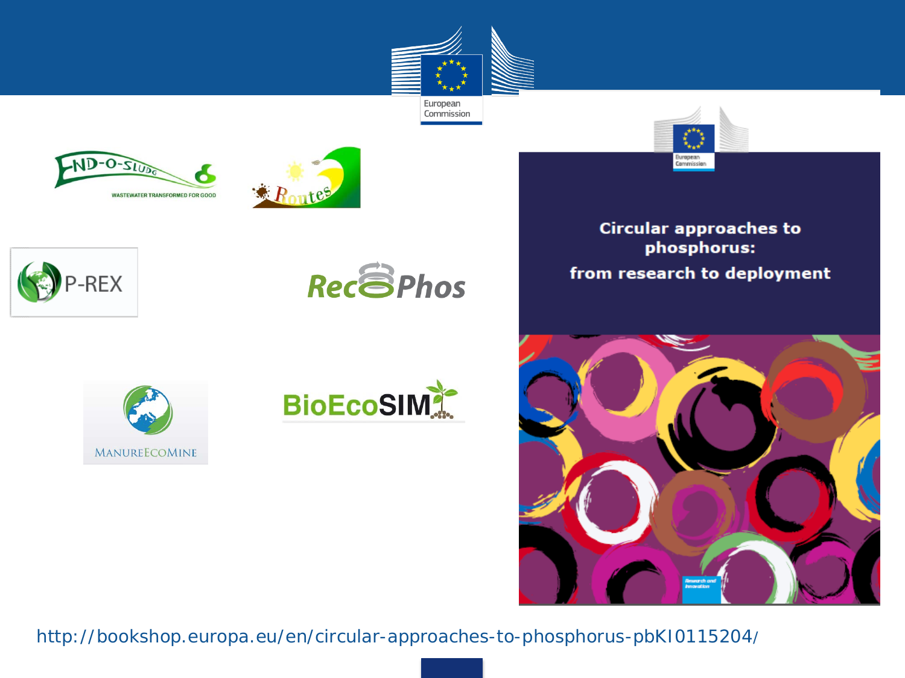END-O-SLUDG

WASTEWATER TRANSFORMED FOR GOOD

Routes

P-REX

RecoPhos

MANUREECOMINE

BioEcoSIM

Circular approaches to phosphorus: from research to deployment

http://bookshop.europa.eu/en/circular-approaches-to-phosphorus-pbKI0115204/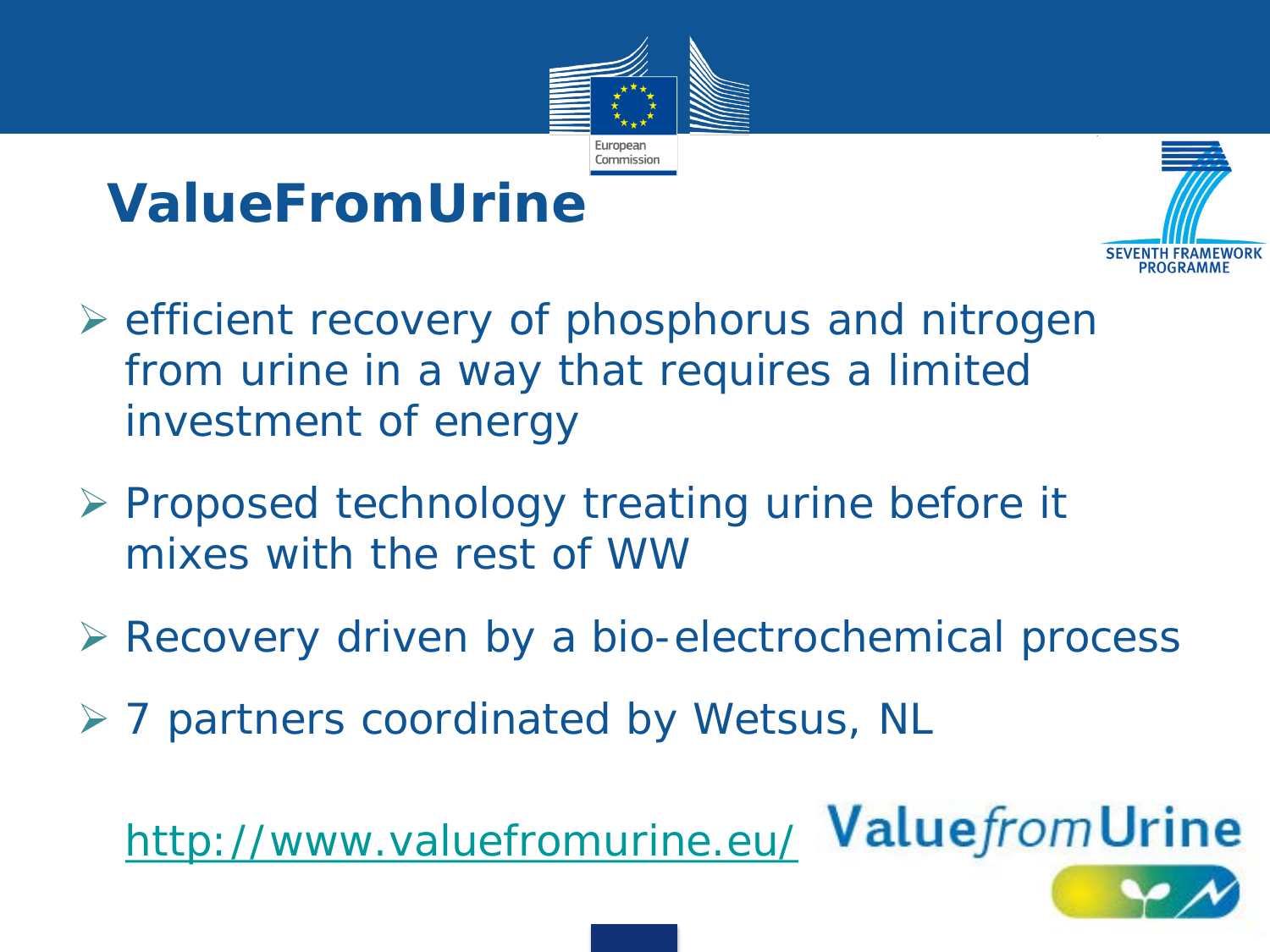# ValueFromUrine

- efficient recovery of phosphorus and nitrogen from urine in a way that requires a limited investment of energy
- Proposed technology treating urine before it mixes with the rest of WW
- Recovery driven by a bio-electrochemical process
- 7 partners coordinated by Wetsus, NL

http://www.valuefromurine.eu/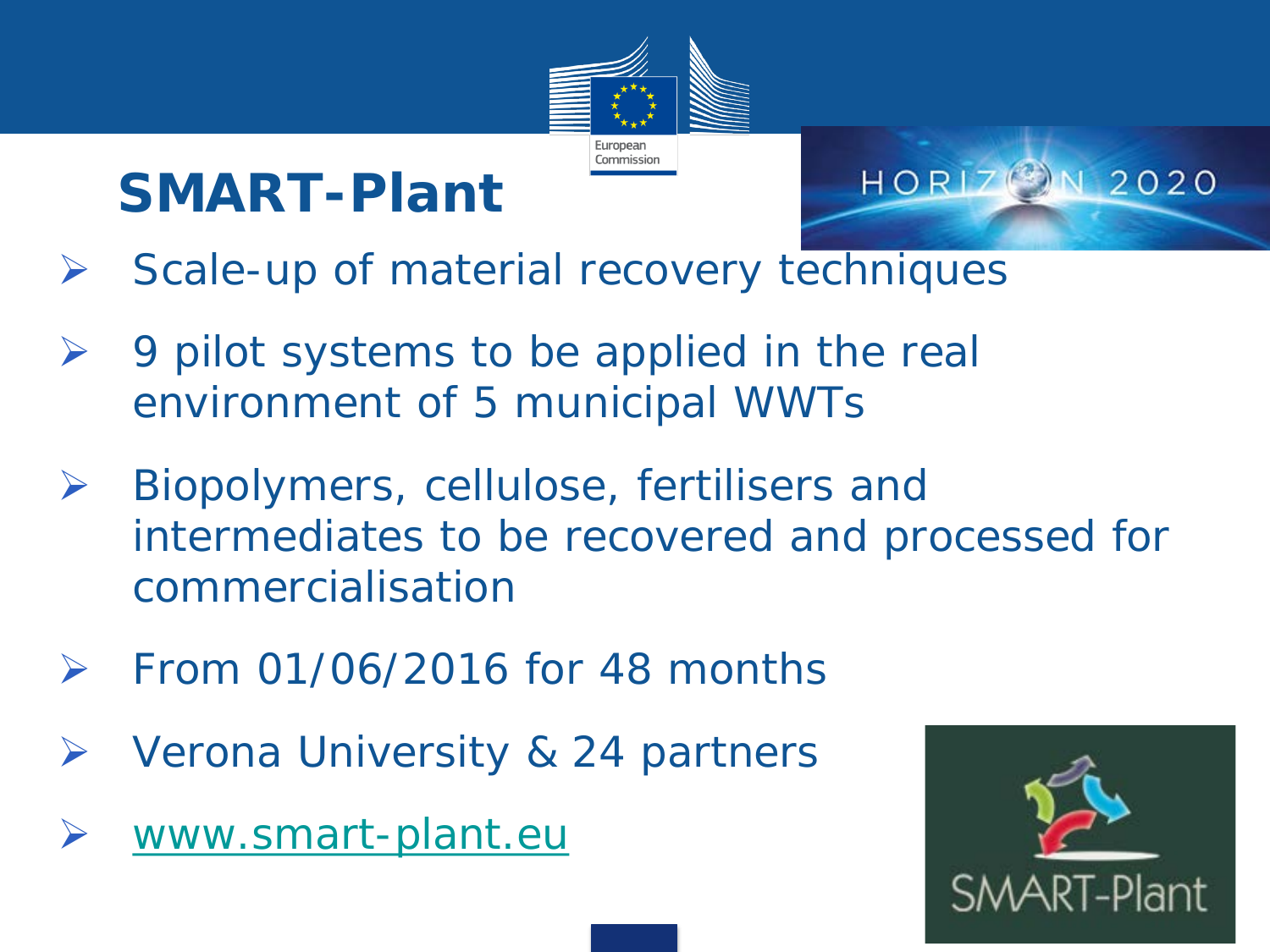# SMART-Plant

- Scale-up of material recovery techniques
- 9 pilot systems to be applied in the real environment of 5 municipal WWTs
- Biopolymers, cellulose, fertilisers and intermediates to be recovered and processed for commercialisation
- From 01/06/2016 for 48 months
- Verona University & 24 partners
- www.smart-plant.eu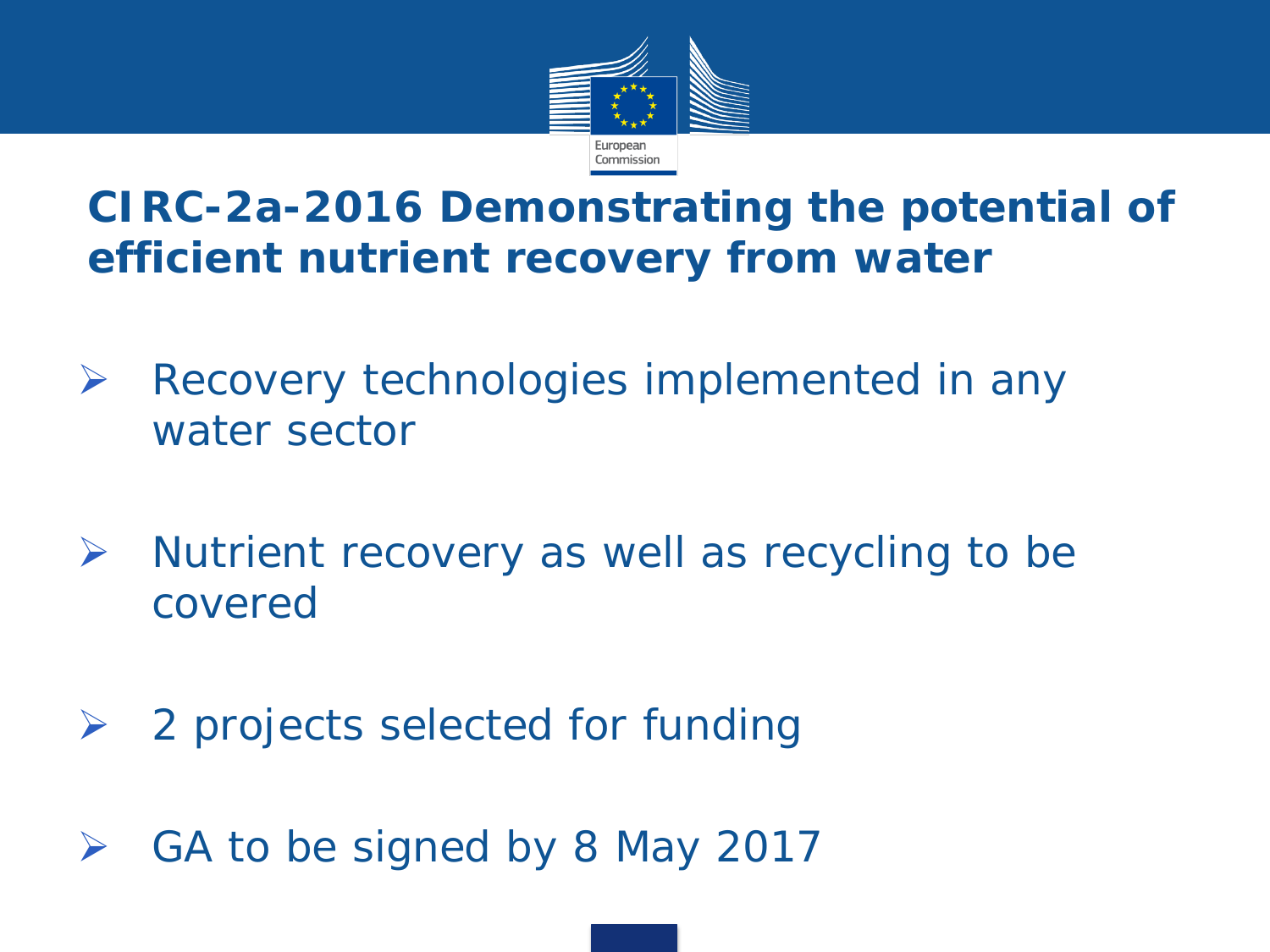# CIRC-2a-2016 Demonstrating the potential of efficient nutrient recovery from water

- Recovery technologies implemented in any water sector
- Nutrient recovery as well as recycling to be covered
- 2 projects selected for funding
- GA to be signed by 8 May 2017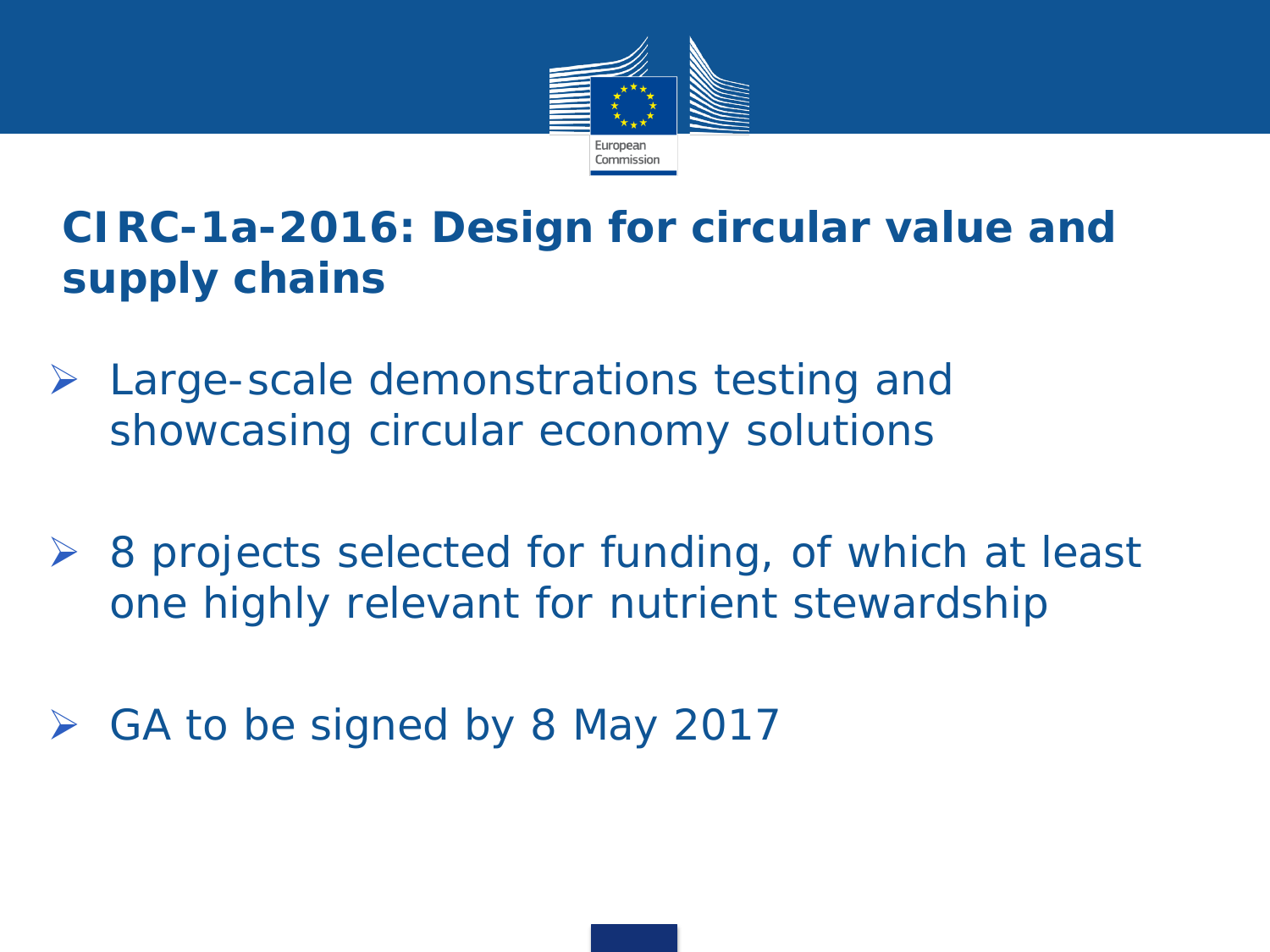## CIRC-1a-2016: Design for circular value and supply chains

- Large-scale demonstrations testing and showcasing circular economy solutions
- 8 projects selected for funding, of which at least one highly relevant for nutrient stewardship
- GA to be signed by 8 May 2017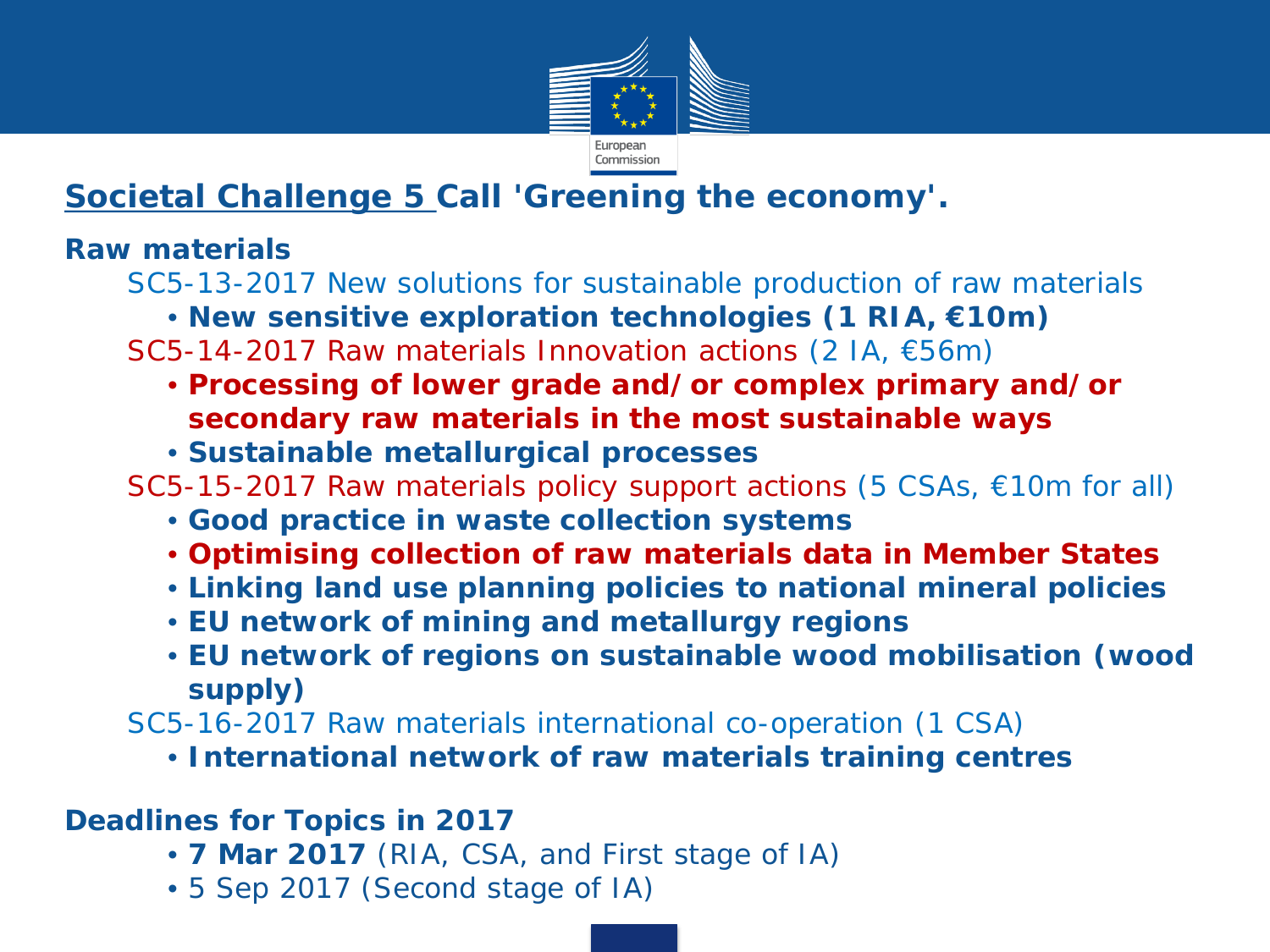## Societal Challenge 5 Call 'Greening the economy'.

**Raw materials**

SC5-13-2017 New solutions for sustainable production of raw materials

- **New sensitive exploration technologies (1 RIA, €10m)**

SC5-14-2017 Raw materials Innovation actions (2 IA, €56m)

- **Processing of lower grade and/or complex primary and/or secondary raw materials in the most sustainable ways**
- **Sustainable metallurgical processes**

SC5-15-2017 Raw materials policy support actions (5 CSAs, €10m for all)

- **Good practice in waste collection systems**
- **Optimising collection of raw materials data in Member States**
- **Linking land use planning policies to national mineral policies**
- **EU network of mining and metallurgy regions**
- **EU network of regions on sustainable wood mobilisation (wood supply)**

SC5-16-2017 Raw materials international co-operation (1 CSA)

- **International network of raw materials training centres**

**Deadlines for Topics in 2017**

- **7 Mar 2017** (RIA, CSA, and First stage of IA)
- 5 Sep 2017 (Second stage of IA)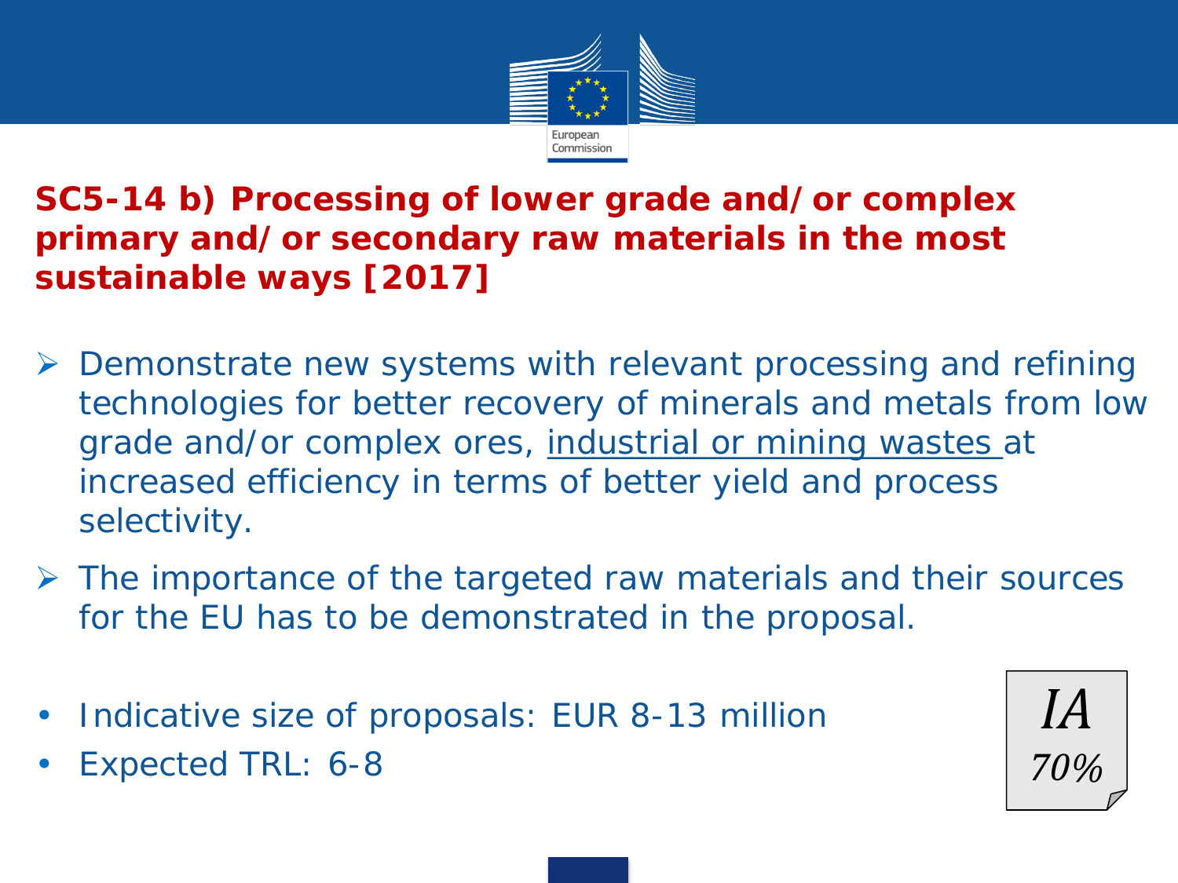## SC5-14 b) Processing of lower grade and/ or complex primary and/ or secondary raw materials in the most sustainable ways [2017]

- Demonstrate new systems with relevant processing and refining technologies for better recovery of minerals and metals from low grade and/or complex ores, industrial or mining wastes at increased efficiency in terms of better yield and process selectivity.
- The importance of the targeted raw materials and their sources for the EU has to be demonstrated in the proposal.

- Indicative size of proposals: EUR 8-13 million
- Expected TRL: 6-8

*IA*
*70%*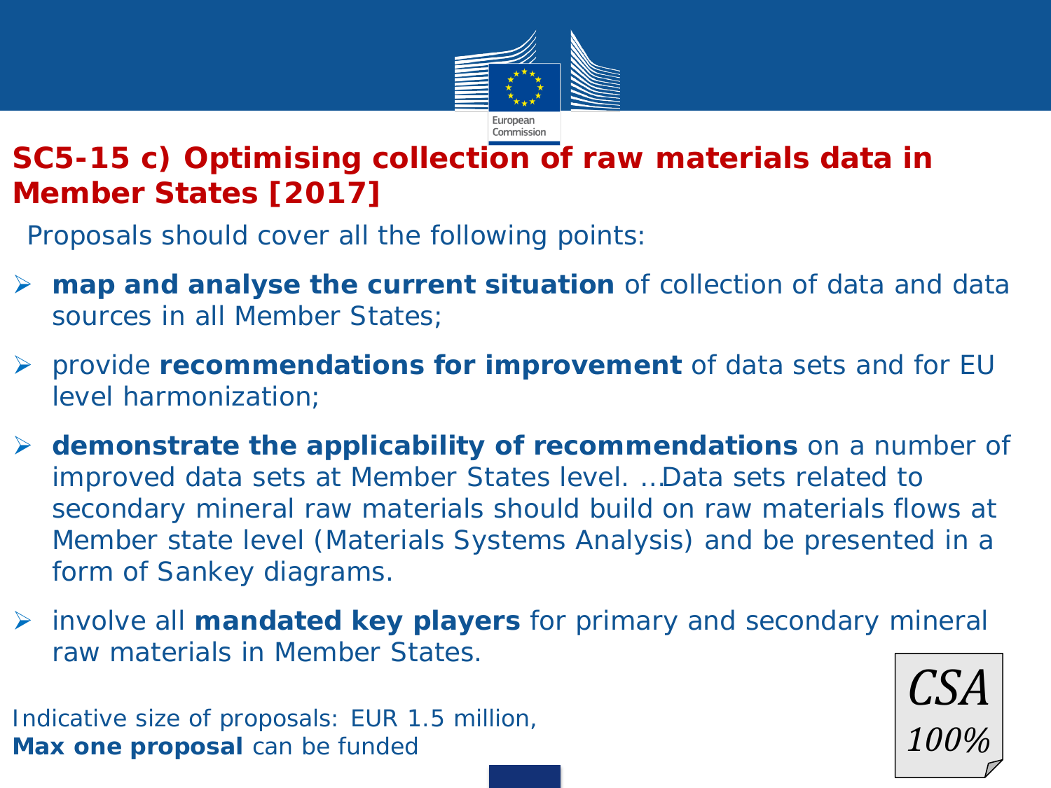## SC5-15 c) Optimising collection of raw materials data in Member States [2017]

Proposals should cover all the following points:

- **map and analyse the current situation** of collection of data and data sources in all Member States;
- provide **recommendations for improvement** of data sets and for EU level harmonization;
- **demonstrate the applicability of recommendations** on a number of improved data sets at Member States level. …Data sets related to secondary mineral raw materials should build on raw materials flows at Member state level (Materials Systems Analysis) and be presented in a form of Sankey diagrams.
- involve all **mandated key players** for primary and secondary mineral raw materials in Member States.

Indicative size of proposals: EUR 1.5 million,
**Max one proposal** can be funded

*CSA*
*100%*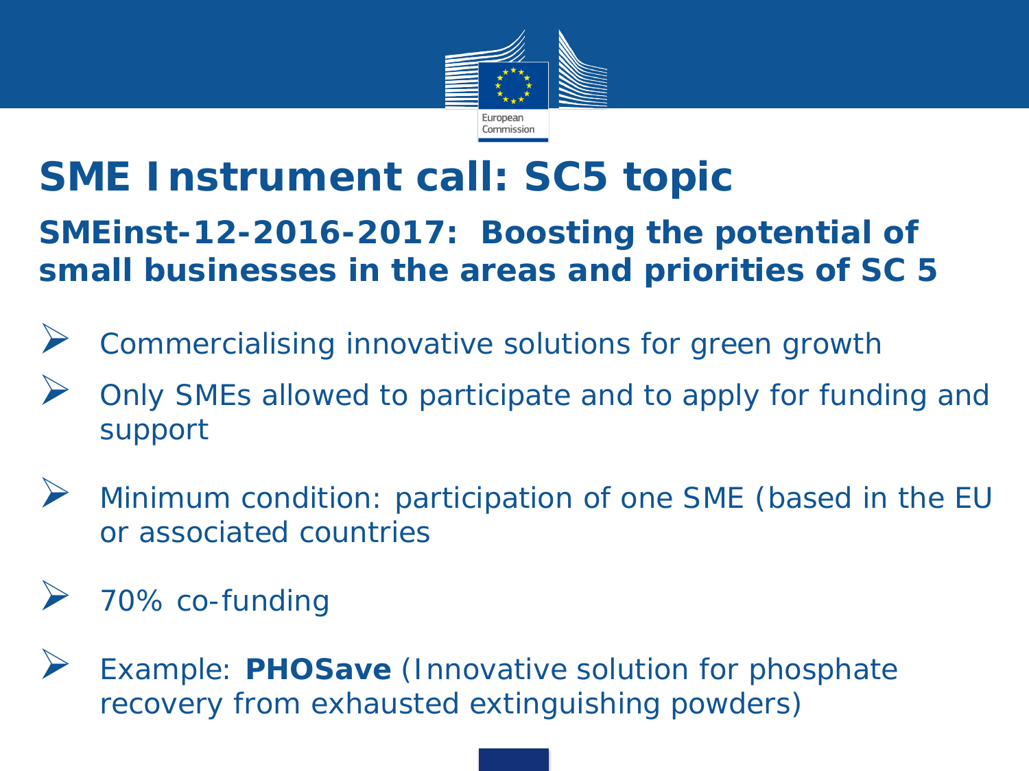# SME Instrument call: SC5 topic

## SMEinst-12-2016-2017: Boosting the potential of small businesses in the areas and priorities of SC 5

- Commercialising innovative solutions for green growth
- Only SMEs allowed to participate and to apply for funding and support
- Minimum condition: participation of one SME (based in the EU or associated countries
- 70% co-funding
- Example: **PHOSave** (Innovative solution for phosphate recovery from exhausted extinguishing powders)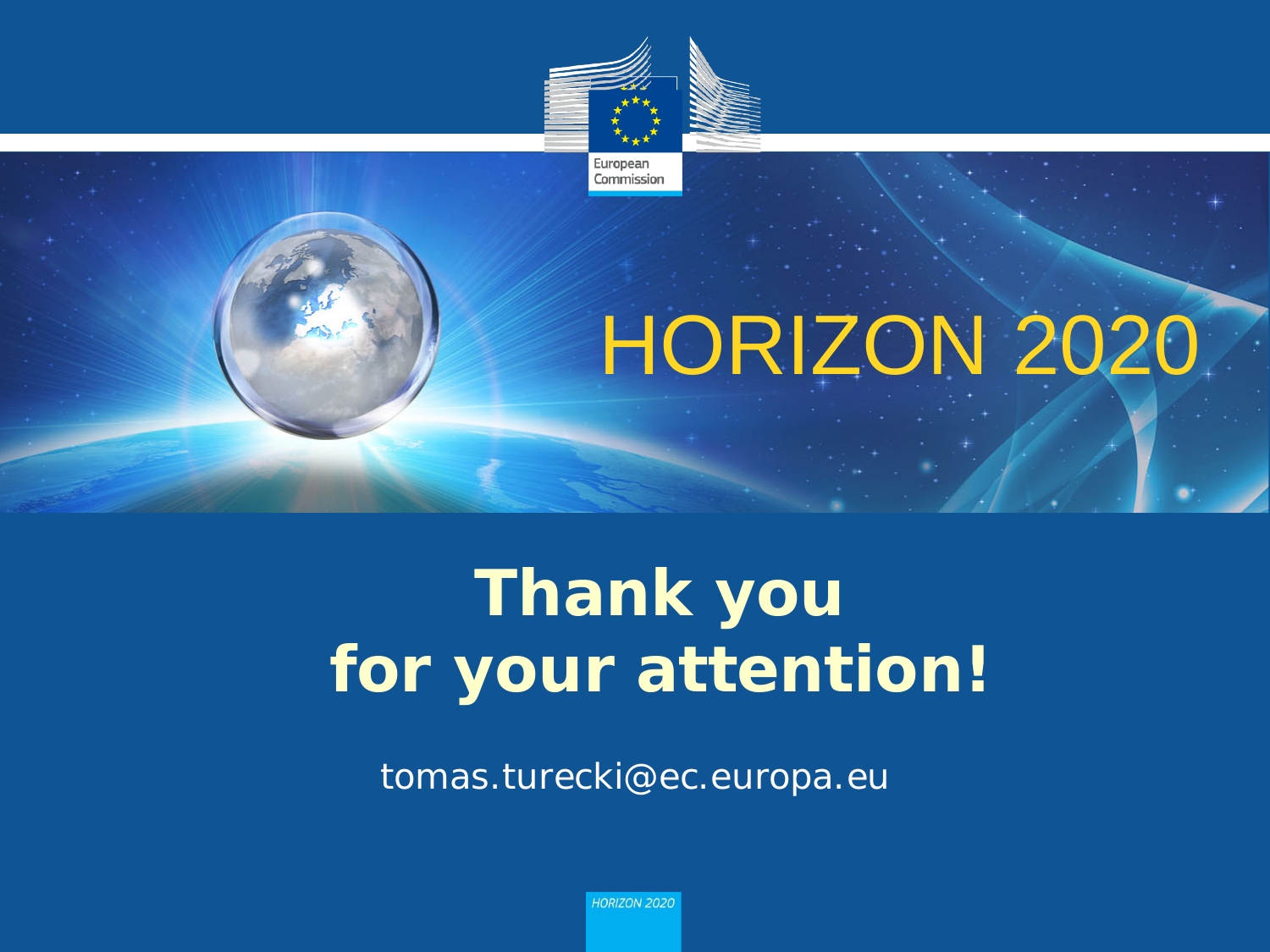HORIZON 2020

# Thank you for your attention!

tomas.turecki@ec.europa.eu